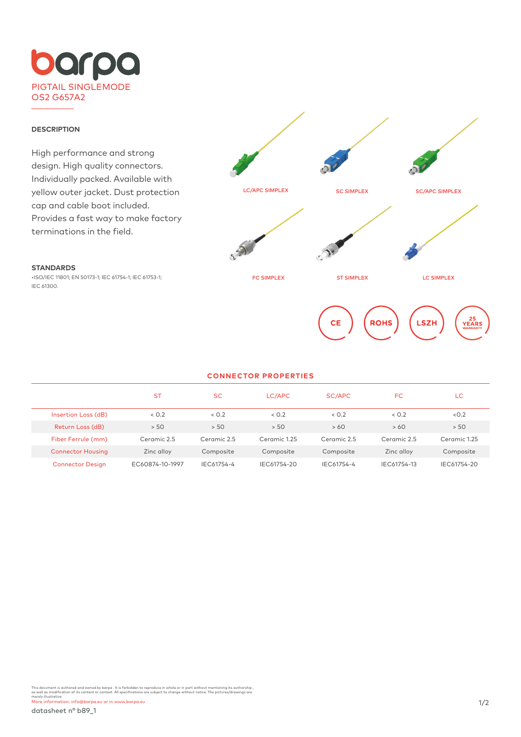# barpa

## PIGTAIL SINGLEMODE OS2 G657A2

### DESCRIPTION

High performance and strong design. High quality connectors. Individually packed. Available with yellow outer jacket. Dust protection cap and cable boot included. Provides a fast way to make factory terminations in the field.

### STANDARDS

•ISO/IEC 11801; EN 50173-1; IEC 61754-1; IEC 61753-1; IEC 61300.

LC/APC SIMPLEX

SC SIMPLEX

SC/APC SIMPLEX

FC SIMPLEX

ST SIMPLEX

LC SIMPLEX

CE

ROHS

LSZH

25 YEARS WARRANTY

## CONNECTOR PROPERTIES

| | ST | SC | LC/APC | SC/APC | FC | LC |
|---|---|---|---|---|---|---|
| Insertion Loss (dB) | < 0.2 | < 0.2 | < 0.2 | < 0.2 | < 0.2 | <0.2 |
| Return Loss (dB) | > 50 | > 50 | > 50 | > 60 | > 60 | > 50 |
| Fiber Ferrule (mm) | Ceramic 2.5 | Ceramic 2.5 | Ceramic 1.25 | Ceramic 2.5 | Ceramic 2.5 | Ceramic 1.25 |
| Connector Housing | Zinc alloy | Composite | Composite | Composite | Zinc alloy | Composite |
| Connector Design | EC60874-10-1997 | IEC61754-4 | IEC61754-20 | IEC61754-4 | IEC61754-13 | IEC61754-20 |

This document is authored and owned by barpa . It is forbidden to reproduce in whole or in part without mentioning its authorship , as well as modification of its content or context. All specifications are subject to change without notice. The pictures/drawings are merely illustrative.
More information: info@barpa.eu or in www.barpa.eu

datasheet nº b89_1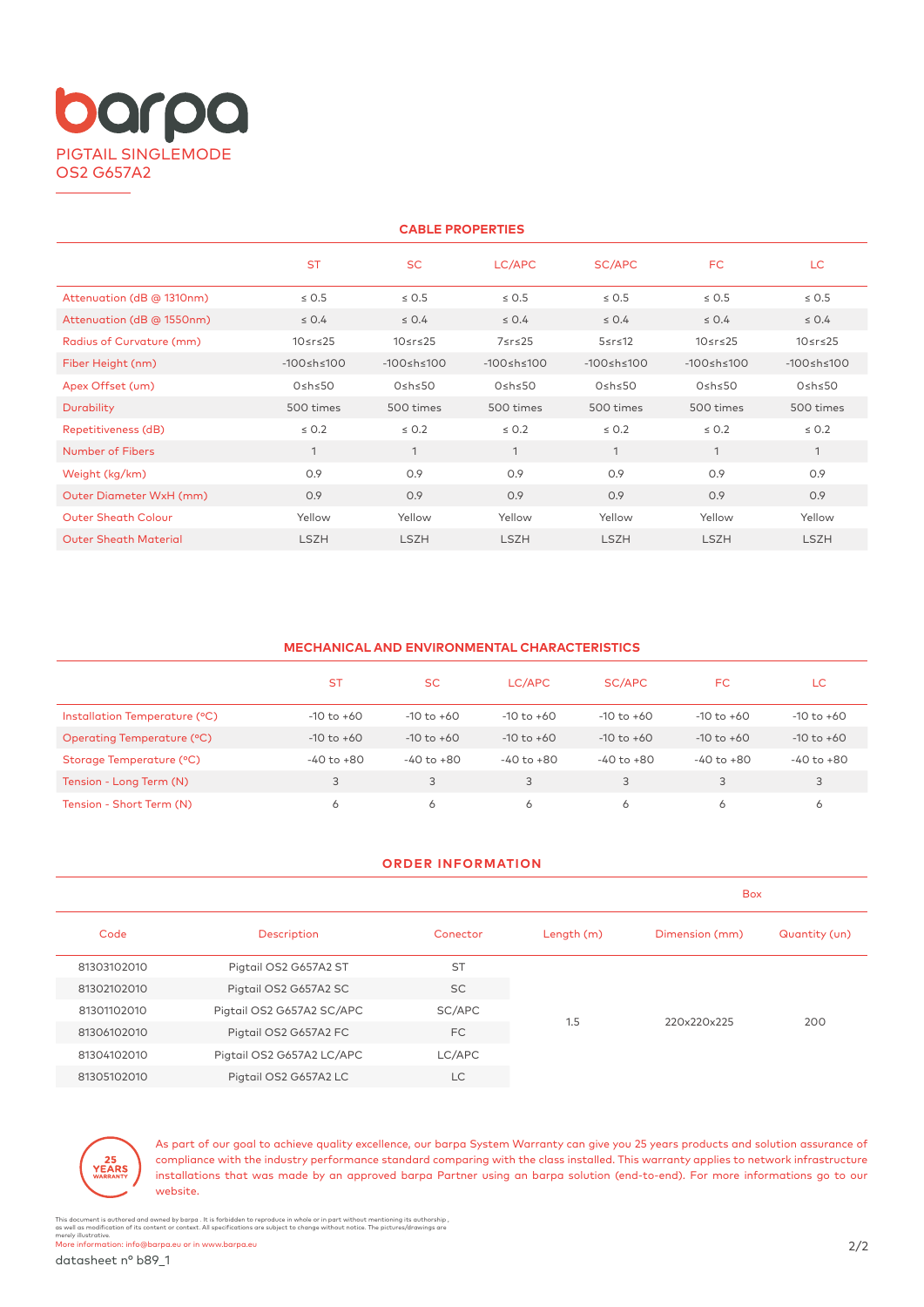# barpa

PIGTAIL SINGLEMODE
OS2 G657A2

## CABLE PROPERTIES

| | ST | SC | LC/APC | SC/APC | FC | LC |
|---|---|---|---|---|---|---|
| Attenuation (dB @ 1310nm) | ≤ 0.5 | ≤ 0.5 | ≤ 0.5 | ≤ 0.5 | ≤ 0.5 | ≤ 0.5 |
| Attenuation (dB @ 1550nm) | ≤ 0.4 | ≤ 0.4 | ≤ 0.4 | ≤ 0.4 | ≤ 0.4 | ≤ 0.4 |
| Radius of Curvature (mm) | 10≤r≤25 | 10≤r≤25 | 7≤r≤25 | 5≤r≤12 | 10≤r≤25 | 10≤r≤25 |
| Fiber Height (nm) | -100≤h≤100 | -100≤h≤100 | -100≤h≤100 | -100≤h≤100 | -100≤h≤100 | -100≤h≤100 |
| Apex Offset (um) | 0≤h≤50 | 0≤h≤50 | 0≤h≤50 | 0≤h≤50 | 0≤h≤50 | 0≤h≤50 |
| Durability | 500 times | 500 times | 500 times | 500 times | 500 times | 500 times |
| Repetitiveness (dB) | ≤ 0.2 | ≤ 0.2 | ≤ 0.2 | ≤ 0.2 | ≤ 0.2 | ≤ 0.2 |
| Number of Fibers | 1 | 1 | 1 | 1 | 1 | 1 |
| Weight (kg/km) | 0.9 | 0.9 | 0.9 | 0.9 | 0.9 | 0.9 |
| Outer Diameter WxH (mm) | 0.9 | 0.9 | 0.9 | 0.9 | 0.9 | 0.9 |
| Outer Sheath Colour | Yellow | Yellow | Yellow | Yellow | Yellow | Yellow |
| Outer Sheath Material | LSZH | LSZH | LSZH | LSZH | LSZH | LSZH |

## MECHANICAL AND ENVIRONMENTAL CHARACTERISTICS

| | ST | SC | LC/APC | SC/APC | FC | LC |
|---|---|---|---|---|---|---|
| Installation Temperature (ºC) | -10 to +60 | -10 to +60 | -10 to +60 | -10 to +60 | -10 to +60 | -10 to +60 |
| Operating Temperature (ºC) | -10 to +60 | -10 to +60 | -10 to +60 | -10 to +60 | -10 to +60 | -10 to +60 |
| Storage Temperature (ºC) | -40 to +80 | -40 to +80 | -40 to +80 | -40 to +80 | -40 to +80 | -40 to +80 |
| Tension - Long Term (N) | 3 | 3 | 3 | 3 | 3 | 3 |
| Tension - Short Term (N) | 6 | 6 | 6 | 6 | 6 | 6 |

## ORDER INFORMATION

| | | | | Box | |
|---|---|---|---|---|---|
| Code | Description | Conector | Length (m) | Dimension (mm) | Quantity (un) |
| 81303102010 | Pigtail OS2 G657A2 ST | ST | 1.5 | 220x220x225 | 200 |
| 81302102010 | Pigtail OS2 G657A2 SC | SC | | | |
| 81301102010 | Pigtail OS2 G657A2 SC/APC | SC/APC | | | |
| 81306102010 | Pigtail OS2 G657A2 FC | FC | | | |
| 81304102010 | Pigtail OS2 G657A2 LC/APC | LC/APC | | | |
| 81305102010 | Pigtail OS2 G657A2 LC | LC | | | |

25 YEARS WARRANTY

As part of our goal to achieve quality excellence, our barpa System Warranty can give you 25 years products and solution assurance of compliance with the industry performance standard comparing with the class installed. This warranty applies to network infrastructure installations that was made by an approved barpa Partner using an barpa solution (end-to-end). For more informations go to our website.

This document is authored and owned by barpa . It is forbidden to reproduce in whole or in part without mentioning its authorship , as well as modification of its content or context. All specifications are subject to change without notice. The pictures/drawings are merely illustrative.
More information: info@barpa.eu or in www.barpa.eu

datasheet nº b89_1